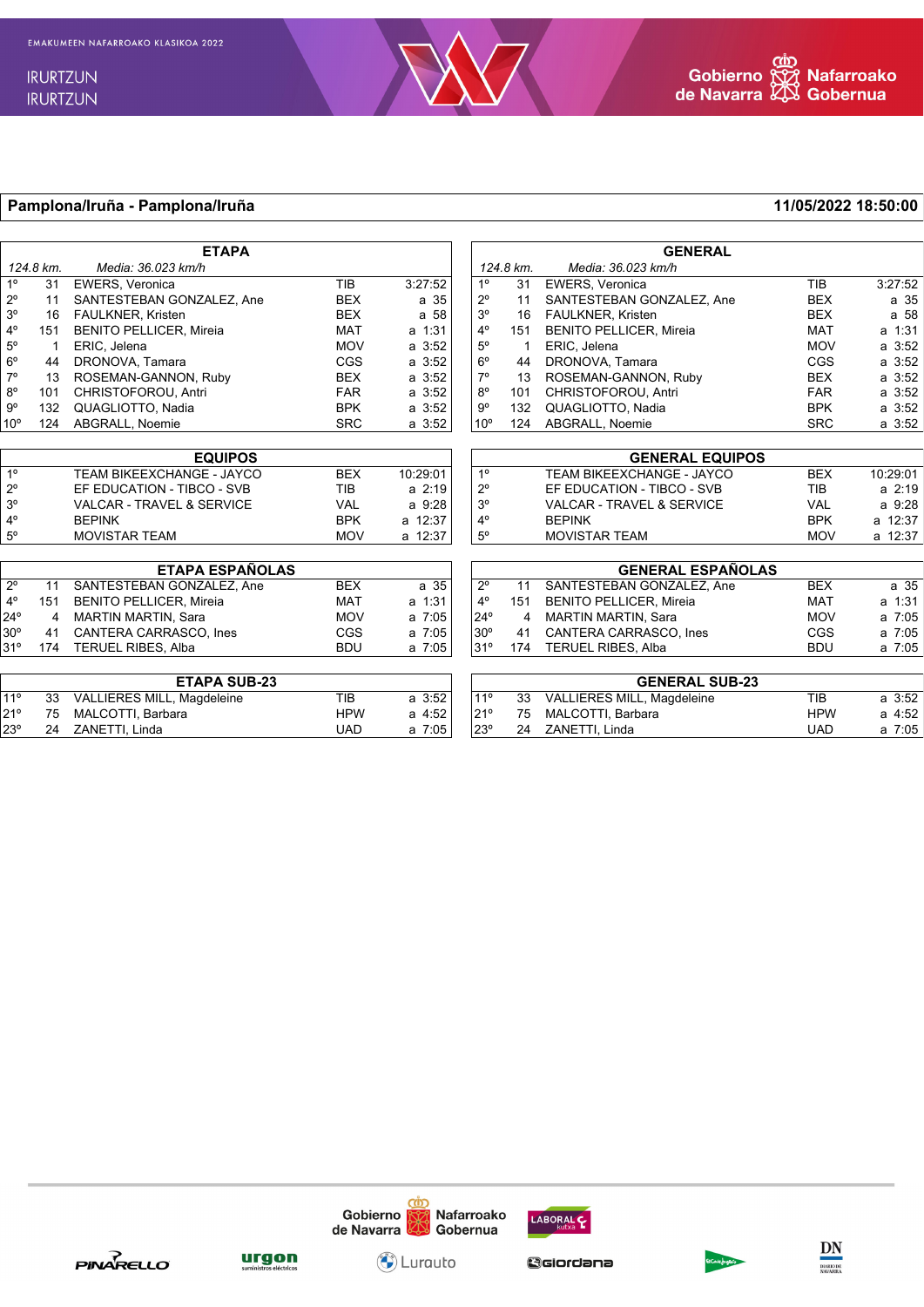EMAKUMEEN NAFARROAKO KLASIKOA 2022

IRURTZUN
IRURTZUN

Gobierno de Navarra · Nafarroako Gobernua

## Pamplona/Iruña - Pamplona/Iruña

**11/05/2022 18:50:00**

### ETAPA

*124.8 km. — Media: 36.023 km/h*

| Pos | Dorsal | Nombre | Equipo | Tiempo |
|---|---|---|---|---|
| 1º | 31 | EWERS, Veronica | TIB | 3:27:52 |
| 2º | 11 | SANTESTEBAN GONZALEZ, Ane | BEX | a 35 |
| 3º | 16 | FAULKNER, Kristen | BEX | a 58 |
| 4º | 151 | BENITO PELLICER, Mireia | MAT | a 1:31 |
| 5º | 1 | ERIC, Jelena | MOV | a 3:52 |
| 6º | 44 | DRONOVA, Tamara | CGS | a 3:52 |
| 7º | 13 | ROSEMAN-GANNON, Ruby | BEX | a 3:52 |
| 8º | 101 | CHRISTOFOROU, Antri | FAR | a 3:52 |
| 9º | 132 | QUAGLIOTTO, Nadia | BPK | a 3:52 |
| 10º | 124 | ABGRALL, Noemie | SRC | a 3:52 |

### GENERAL

*124.8 km. — Media: 36.023 km/h*

| Pos | Dorsal | Nombre | Equipo | Tiempo |
|---|---|---|---|---|
| 1º | 31 | EWERS, Veronica | TIB | 3:27:52 |
| 2º | 11 | SANTESTEBAN GONZALEZ, Ane | BEX | a 35 |
| 3º | 16 | FAULKNER, Kristen | BEX | a 58 |
| 4º | 151 | BENITO PELLICER, Mireia | MAT | a 1:31 |
| 5º | 1 | ERIC, Jelena | MOV | a 3:52 |
| 6º | 44 | DRONOVA, Tamara | CGS | a 3:52 |
| 7º | 13 | ROSEMAN-GANNON, Ruby | BEX | a 3:52 |
| 8º | 101 | CHRISTOFOROU, Antri | FAR | a 3:52 |
| 9º | 132 | QUAGLIOTTO, Nadia | BPK | a 3:52 |
| 10º | 124 | ABGRALL, Noemie | SRC | a 3:52 |

### EQUIPOS

| Pos | Equipo | Código | Tiempo |
|---|---|---|---|
| 1º | TEAM BIKEEXCHANGE - JAYCO | BEX | 10:29:01 |
| 2º | EF EDUCATION - TIBCO - SVB | TIB | a 2:19 |
| 3º | VALCAR - TRAVEL & SERVICE | VAL | a 9:28 |
| 4º | BEPINK | BPK | a 12:37 |
| 5º | MOVISTAR TEAM | MOV | a 12:37 |

### GENERAL EQUIPOS

| Pos | Equipo | Código | Tiempo |
|---|---|---|---|
| 1º | TEAM BIKEEXCHANGE - JAYCO | BEX | 10:29:01 |
| 2º | EF EDUCATION - TIBCO - SVB | TIB | a 2:19 |
| 3º | VALCAR - TRAVEL & SERVICE | VAL | a 9:28 |
| 4º | BEPINK | BPK | a 12:37 |
| 5º | MOVISTAR TEAM | MOV | a 12:37 |

### ETAPA ESPAÑOLAS

| Pos | Dorsal | Nombre | Equipo | Tiempo |
|---|---|---|---|---|
| 2º | 11 | SANTESTEBAN GONZALEZ, Ane | BEX | a 35 |
| 4º | 151 | BENITO PELLICER, Mireia | MAT | a 1:31 |
| 24º | 4 | MARTIN MARTIN, Sara | MOV | a 7:05 |
| 30º | 41 | CANTERA CARRASCO, Ines | CGS | a 7:05 |
| 31º | 174 | TERUEL RIBES, Alba | BDU | a 7:05 |

### GENERAL ESPAÑOLAS

| Pos | Dorsal | Nombre | Equipo | Tiempo |
|---|---|---|---|---|
| 2º | 11 | SANTESTEBAN GONZALEZ, Ane | BEX | a 35 |
| 4º | 151 | BENITO PELLICER, Mireia | MAT | a 1:31 |
| 24º | 4 | MARTIN MARTIN, Sara | MOV | a 7:05 |
| 30º | 41 | CANTERA CARRASCO, Ines | CGS | a 7:05 |
| 31º | 174 | TERUEL RIBES, Alba | BDU | a 7:05 |

### ETAPA SUB-23

| Pos | Dorsal | Nombre | Equipo | Tiempo |
|---|---|---|---|---|
| 11º | 33 | VALLIERES MILL, Magdeleine | TIB | a 3:52 |
| 21º | 75 | MALCOTTI, Barbara | HPW | a 4:52 |
| 23º | 24 | ZANETTI, Linda | UAD | a 7:05 |

### GENERAL SUB-23

| Pos | Dorsal | Nombre | Equipo | Tiempo |
|---|---|---|---|---|
| 11º | 33 | VALLIERES MILL, Magdeleine | TIB | a 3:52 |
| 21º | 75 | MALCOTTI, Barbara | HPW | a 4:52 |
| 23º | 24 | ZANETTI, Linda | UAD | a 7:05 |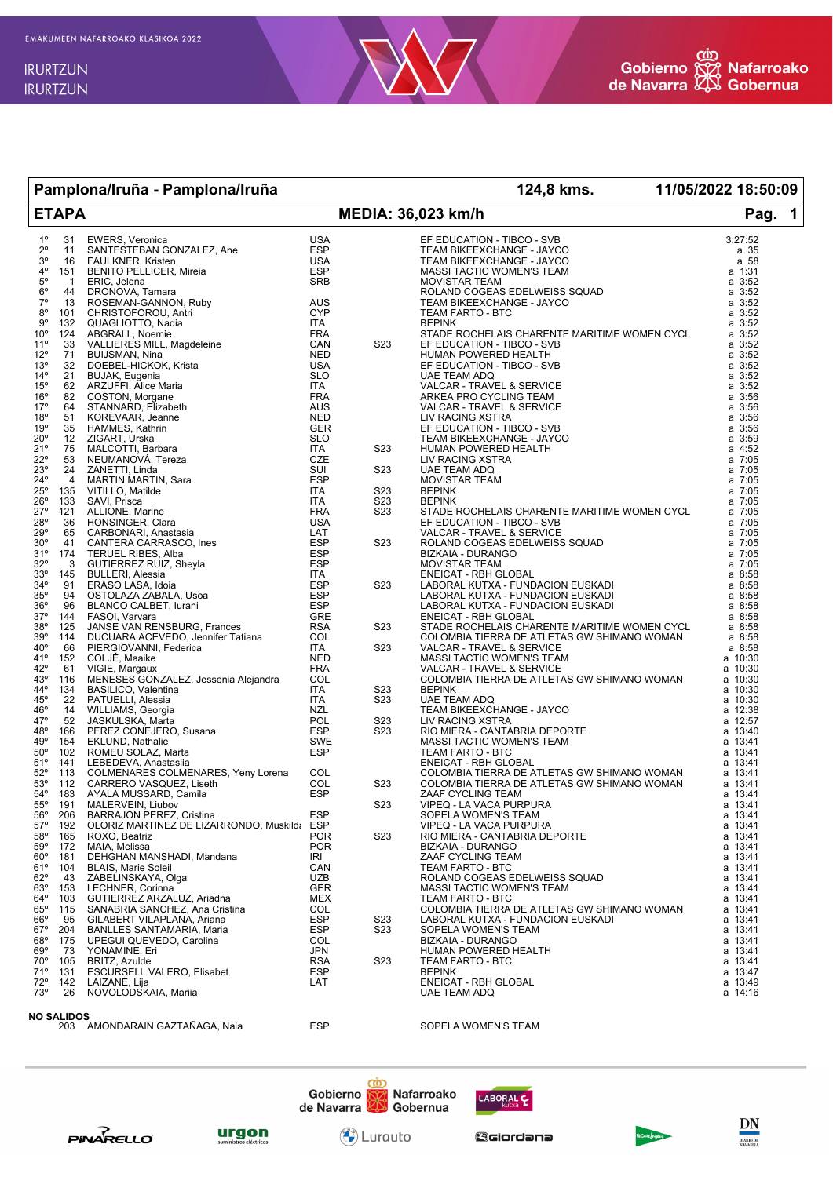EMAKUMEEN NAFARROAKO KLASIKOA 2022

IRURTZUN
IRURTZUN

| Pamplona/Iruña - Pamplona/Iruña | | | | | 124,8 kms. | 11/05/2022 18:50:09 |
|---|---|---|---|---|---|---|
| **ETAPA** | | | | **MEDIA: 36,023 km/h** | | **Pag. 1** |

| Pos. | Dorsal | Nombre | País | Cat. | Equipo | Tiempo |
|---|---|---|---|---|---|---|
| 1º | 31 | EWERS, Veronica | USA | | EF EDUCATION - TIBCO - SVB | 3:27:52 |
| 2º | 11 | SANTESTEBAN GONZALEZ, Ane | ESP | | TEAM BIKEEXCHANGE - JAYCO | a 35 |
| 3º | 16 | FAULKNER, Kristen | USA | | TEAM BIKEEXCHANGE - JAYCO | a 58 |
| 4º | 151 | BENITO PELLICER, Mireia | ESP | | MASSI TACTIC WOMEN'S TEAM | a 1:31 |
| 5º | 1 | ERIC, Jelena | SRB | | MOVISTAR TEAM | a 3:52 |
| 6º | 44 | DRONOVA, Tamara | | | ROLAND COGEAS EDELWEISS SQUAD | a 3:52 |
| 7º | 13 | ROSEMAN-GANNON, Ruby | AUS | | TEAM BIKEEXCHANGE - JAYCO | a 3:52 |
| 8º | 101 | CHRISTOFOROU, Antri | CYP | | TEAM FARTO - BTC | a 3:52 |
| 9º | 132 | QUAGLIOTTO, Nadia | ITA | | BEPINK | a 3:52 |
| 10º | 124 | ABGRALL, Noemie | FRA | | STADE ROCHELAIS CHARENTE MARITIME WOMEN CYCL | a 3:52 |
| 11º | 33 | VALLIERES MILL, Magdeleine | CAN | S23 | EF EDUCATION - TIBCO - SVB | a 3:52 |
| 12º | 71 | BUIJSMAN, Nina | NED | | HUMAN POWERED HEALTH | a 3:52 |
| 13º | 32 | DOEBEL-HICKOK, Krista | USA | | EF EDUCATION - TIBCO - SVB | a 3:52 |
| 14º | 21 | BUJAK, Eugenia | SLO | | UAE TEAM ADQ | a 3:52 |
| 15º | 62 | ARZUFFI, Alice Maria | ITA | | VALCAR - TRAVEL & SERVICE | a 3:52 |
| 16º | 82 | COSTON, Morgane | FRA | | ARKEA PRO CYCLING TEAM | a 3:56 |
| 17º | 64 | STANNARD, Elizabeth | AUS | | VALCAR - TRAVEL & SERVICE | a 3:56 |
| 18º | 51 | KOREVAAR, Jeanne | NED | | LIV RACING XSTRA | a 3:56 |
| 19º | 35 | HAMMES, Kathrin | GER | | EF EDUCATION - TIBCO - SVB | a 3:56 |
| 20º | 12 | ZIGART, Urska | SLO | | TEAM BIKEEXCHANGE - JAYCO | a 3:59 |
| 21º | 75 | MALCOTTI, Barbara | ITA | S23 | HUMAN POWERED HEALTH | a 4:52 |
| 22º | 53 | NEUMANOVÁ, Tereza | CZE | | LIV RACING XSTRA | a 7:05 |
| 23º | 24 | ZANETTI, Linda | SUI | S23 | UAE TEAM ADQ | a 7:05 |
| 24º | 4 | MARTIN MARTIN, Sara | ESP | | MOVISTAR TEAM | a 7:05 |
| 25º | 135 | VITILLO, Matilde | ITA | S23 | BEPINK | a 7:05 |
| 26º | 133 | SAVI, Prisca | ITA | S23 | BEPINK | a 7:05 |
| 27º | 121 | ALLIONE, Marine | FRA | S23 | STADE ROCHELAIS CHARENTE MARITIME WOMEN CYCL | a 7:05 |
| 28º | 36 | HONSINGER, Clara | USA | | EF EDUCATION - TIBCO - SVB | a 7:05 |
| 29º | 65 | CARBONARI, Anastasia | LAT | | VALCAR - TRAVEL & SERVICE | a 7:05 |
| 30º | 41 | CANTERA CARRASCO, Ines | ESP | S23 | ROLAND COGEAS EDELWEISS SQUAD | a 7:05 |
| 31º | 174 | TERUEL RIBES, Alba | ESP | | BIZKAIA - DURANGO | a 7:05 |
| 32º | 3 | GUTIERREZ RUIZ, Sheyla | ESP | | MOVISTAR TEAM | a 7:05 |
| 33º | 145 | BULLERI, Alessia | ITA | | ENEICAT - RBH GLOBAL | a 8:58 |
| 34º | 91 | ERASO LASA, Idoia | ESP | S23 | LABORAL KUTXA - FUNDACION EUSKADI | a 8:58 |
| 35º | 94 | OSTOLAZA ZABALA, Usoa | ESP | | LABORAL KUTXA - FUNDACION EUSKADI | a 8:58 |
| 36º | 96 | BLANCO CALBET, Iurani | ESP | | LABORAL KUTXA - FUNDACION EUSKADI | a 8:58 |
| 37º | 144 | FASOI, Varvara | GRE | | ENEICAT - RBH GLOBAL | a 8:58 |
| 38º | 125 | JANSE VAN RENSBURG, Frances | RSA | S23 | STADE ROCHELAIS CHARENTE MARITIME WOMEN CYCL | a 8:58 |
| 39º | 114 | DUCUARA ACEVEDO, Jennifer Tatiana | COL | | COLOMBIA TIERRA DE ATLETAS GW SHIMANO WOMAN | a 8:58 |
| 40º | 66 | PIERGIOVANNI, Federica | ITA | S23 | VALCAR - TRAVEL & SERVICE | a 8:58 |
| 41º | 152 | COLJÉ, Maaike | NED | | MASSI TACTIC WOMEN'S TEAM | a 10:30 |
| 42º | 61 | VIGIE, Margaux | FRA | | VALCAR - TRAVEL & SERVICE | a 10:30 |
| 43º | 116 | MENESES GONZALEZ, Jessenia Alejandra | COL | | COLOMBIA TIERRA DE ATLETAS GW SHIMANO WOMAN | a 10:30 |
| 44º | 134 | BASILICO, Valentina | ITA | S23 | BEPINK | a 10:30 |
| 45º | 22 | PATUELLI, Alessia | ITA | S23 | UAE TEAM ADQ | a 10:30 |
| 46º | 14 | WILLIAMS, Georgia | NZL | | TEAM BIKEEXCHANGE - JAYCO | a 12:38 |
| 47º | 52 | JASKULSKA, Marta | POL | S23 | LIV RACING XSTRA | a 12:57 |
| 48º | 166 | PEREZ CONEJERO, Susana | ESP | S23 | RIO MIERA - CANTABRIA DEPORTE | a 13:40 |
| 49º | 154 | EKLUND, Nathalie | SWE | | MASSI TACTIC WOMEN'S TEAM | a 13:41 |
| 50º | 102 | ROMEU SOLAZ, Marta | ESP | | TEAM FARTO - BTC | a 13:41 |
| 51º | 141 | LEBEDEVA, Anastasiia | | | ENEICAT - RBH GLOBAL | a 13:41 |
| 52º | 113 | COLMENARES COLMENARES, Yeny Lorena | COL | | COLOMBIA TIERRA DE ATLETAS GW SHIMANO WOMAN | a 13:41 |
| 53º | 112 | CARRERO VASQUEZ, Liseth | COL | S23 | COLOMBIA TIERRA DE ATLETAS GW SHIMANO WOMAN | a 13:41 |
| 54º | 183 | AYALA MUSSARD, Camila | ESP | | ZAAF CYCLING TEAM | a 13:41 |
| 55º | 191 | MALERVEIN, Liubov | | S23 | VIPEQ - LA VACA PURPURA | a 13:41 |
| 56º | 206 | BARRAJON PEREZ, Cristina | ESP | | SOPELA WOMEN'S TEAM | a 13:41 |
| 57º | 192 | OLORIZ MARTINEZ DE LIZARRONDO, Muskilda | ESP | | VIPEQ - LA VACA PURPURA | a 13:41 |
| 58º | 165 | ROXO, Beatriz | POR | S23 | RIO MIERA - CANTABRIA DEPORTE | a 13:41 |
| 59º | 172 | MAIA, Melissa | POR | | BIZKAIA - DURANGO | a 13:41 |
| 60º | 181 | DEHGHAN MANSHADI, Mandana | IRI | | ZAAF CYCLING TEAM | a 13:41 |
| 61º | 104 | BLAIS, Marie Soleil | CAN | | TEAM FARTO - BTC | a 13:41 |
| 62º | 43 | ZABELINSKAYA, Olga | UZB | | ROLAND COGEAS EDELWEISS SQUAD | a 13:41 |
| 63º | 153 | LECHNER, Corinna | GER | | MASSI TACTIC WOMEN'S TEAM | a 13:41 |
| 64º | 103 | GUTIERREZ ARZALUZ, Ariadna | MEX | | TEAM FARTO - BTC | a 13:41 |
| 65º | 115 | SANABRIA SANCHEZ, Ana Cristina | COL | | COLOMBIA TIERRA DE ATLETAS GW SHIMANO WOMAN | a 13:41 |
| 66º | 95 | GILABERT VILAPLANA, Ariana | ESP | S23 | LABORAL KUTXA - FUNDACION EUSKADI | a 13:41 |
| 67º | 204 | BANLLES SANTAMARIA, Maria | ESP | S23 | SOPELA WOMEN'S TEAM | a 13:41 |
| 68º | 175 | UPEGUI QUEVEDO, Carolina | COL | | BIZKAIA - DURANGO | a 13:41 |
| 69º | 73 | YONAMINE, Eri | JPN | | HUMAN POWERED HEALTH | a 13:41 |
| 70º | 105 | BRITZ, Azulde | RSA | S23 | TEAM FARTO - BTC | a 13:41 |
| 71º | 131 | ESCURSELL VALERO, Elisabet | ESP | | BEPINK | a 13:47 |
| 72º | 142 | LAIZANE, Lija | LAT | | ENEICAT - RBH GLOBAL | a 13:49 |
| 73º | 26 | NOVOLODSKAIA, Mariia | | | UAE TEAM ADQ | a 14:16 |

**NO SALIDOS**

| Dorsal | Nombre | País | Equipo |
|---|---|---|---|
| 203 | AMONDARAIN GAZTAÑAGA, Naia | ESP | SOPELA WOMEN'S TEAM |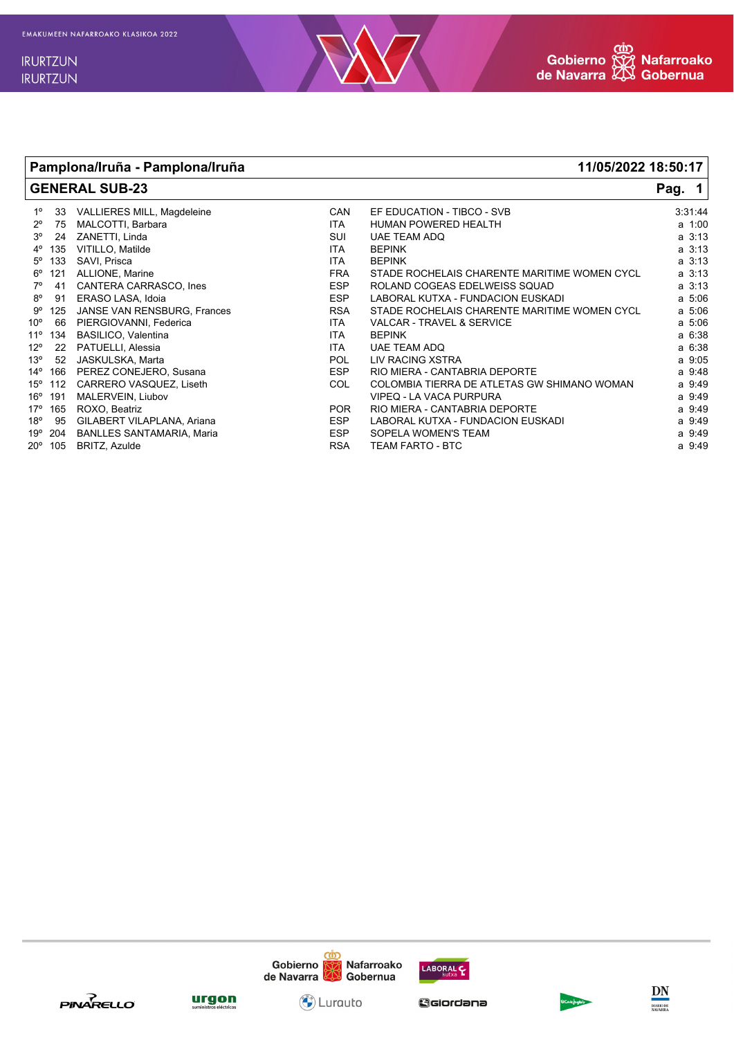## Pamplona/Iruña - Pamplona/Iruña

**11/05/2022 18:50:17**

## GENERAL SUB-23

| Pos | Dorsal | Nombre | País | Equipo | Tiempo |
|---|---|---|---|---|---|
| 1º | 33 | VALLIERES MILL, Magdeleine | CAN | EF EDUCATION - TIBCO - SVB | 3:31:44 |
| 2º | 75 | MALCOTTI, Barbara | ITA | HUMAN POWERED HEALTH | a 1:00 |
| 3º | 24 | ZANETTI, Linda | SUI | UAE TEAM ADQ | a 3:13 |
| 4º | 135 | VITILLO, Matilde | ITA | BEPINK | a 3:13 |
| 5º | 133 | SAVI, Prisca | ITA | BEPINK | a 3:13 |
| 6º | 121 | ALLIONE, Marine | FRA | STADE ROCHELAIS CHARENTE MARITIME WOMEN CYCL | a 3:13 |
| 7º | 41 | CANTERA CARRASCO, Ines | ESP | ROLAND COGEAS EDELWEISS SQUAD | a 3:13 |
| 8º | 91 | ERASO LASA, Idoia | ESP | LABORAL KUTXA - FUNDACION EUSKADI | a 5:06 |
| 9º | 125 | JANSE VAN RENSBURG, Frances | RSA | STADE ROCHELAIS CHARENTE MARITIME WOMEN CYCL | a 5:06 |
| 10º | 66 | PIERGIOVANNI, Federica | ITA | VALCAR - TRAVEL & SERVICE | a 5:06 |
| 11º | 134 | BASILICO, Valentina | ITA | BEPINK | a 6:38 |
| 12º | 22 | PATUELLI, Alessia | ITA | UAE TEAM ADQ | a 6:38 |
| 13º | 52 | JASKULSKA, Marta | POL | LIV RACING XSTRA | a 9:05 |
| 14º | 166 | PEREZ CONEJERO, Susana | ESP | RIO MIERA - CANTABRIA DEPORTE | a 9:48 |
| 15º | 112 | CARRERO VASQUEZ, Liseth | COL | COLOMBIA TIERRA DE ATLETAS GW SHIMANO WOMAN | a 9:49 |
| 16º | 191 | MALERVEIN, Liubov | | VIPEQ - LA VACA PURPURA | a 9:49 |
| 17º | 165 | ROXO, Beatriz | POR | RIO MIERA - CANTABRIA DEPORTE | a 9:49 |
| 18º | 95 | GILABERT VILAPLANA, Ariana | ESP | LABORAL KUTXA - FUNDACION EUSKADI | a 9:49 |
| 19º | 204 | BANLLES SANTAMARIA, Maria | ESP | SOPELA WOMEN'S TEAM | a 9:49 |
| 20º | 105 | BRITZ, Azulde | RSA | TEAM FARTO - BTC | a 9:49 |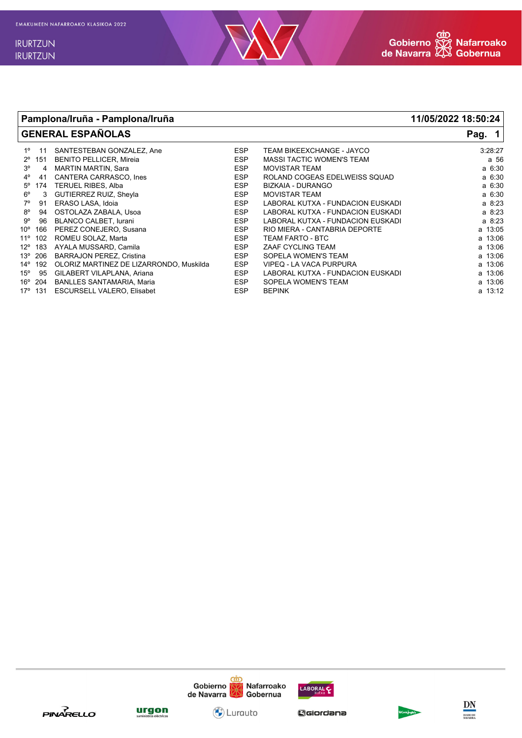## Pamplona/Iruña - Pamplona/Iruña

**11/05/2022 18:50:24**

## GENERAL ESPAÑOLAS

**Pag. 1**

| Pos. | Dorsal | Nombre | País | Equipo | Tiempo |
|---|---|---|---|---|---|
| 1º | 11 | SANTESTEBAN GONZALEZ, Ane | ESP | TEAM BIKEEXCHANGE - JAYCO | 3:28:27 |
| 2º | 151 | BENITO PELLICER, Mireia | ESP | MASSI TACTIC WOMEN'S TEAM | a 56 |
| 3º | 4 | MARTIN MARTIN, Sara | ESP | MOVISTAR TEAM | a 6:30 |
| 4º | 41 | CANTERA CARRASCO, Ines | ESP | ROLAND COGEAS EDELWEISS SQUAD | a 6:30 |
| 5º | 174 | TERUEL RIBES, Alba | ESP | BIZKAIA - DURANGO | a 6:30 |
| 6º | 3 | GUTIERREZ RUIZ, Sheyla | ESP | MOVISTAR TEAM | a 6:30 |
| 7º | 91 | ERASO LASA, Idoia | ESP | LABORAL KUTXA - FUNDACION EUSKADI | a 8:23 |
| 8º | 94 | OSTOLAZA ZABALA, Usoa | ESP | LABORAL KUTXA - FUNDACION EUSKADI | a 8:23 |
| 9º | 96 | BLANCO CALBET, Iurani | ESP | LABORAL KUTXA - FUNDACION EUSKADI | a 8:23 |
| 10º | 166 | PEREZ CONEJERO, Susana | ESP | RIO MIERA - CANTABRIA DEPORTE | a 13:05 |
| 11º | 102 | ROMEU SOLAZ, Marta | ESP | TEAM FARTO - BTC | a 13:06 |
| 12º | 183 | AYALA MUSSARD, Camila | ESP | ZAAF CYCLING TEAM | a 13:06 |
| 13º | 206 | BARRAJON PEREZ, Cristina | ESP | SOPELA WOMEN'S TEAM | a 13:06 |
| 14º | 192 | OLORIZ MARTINEZ DE LIZARRONDO, Muskilda | ESP | VIPEQ - LA VACA PURPURA | a 13:06 |
| 15º | 95 | GILABERT VILAPLANA, Ariana | ESP | LABORAL KUTXA - FUNDACION EUSKADI | a 13:06 |
| 16º | 204 | BANLLES SANTAMARIA, Maria | ESP | SOPELA WOMEN'S TEAM | a 13:06 |
| 17º | 131 | ESCURSELL VALERO, Elisabet | ESP | BEPINK | a 13:12 |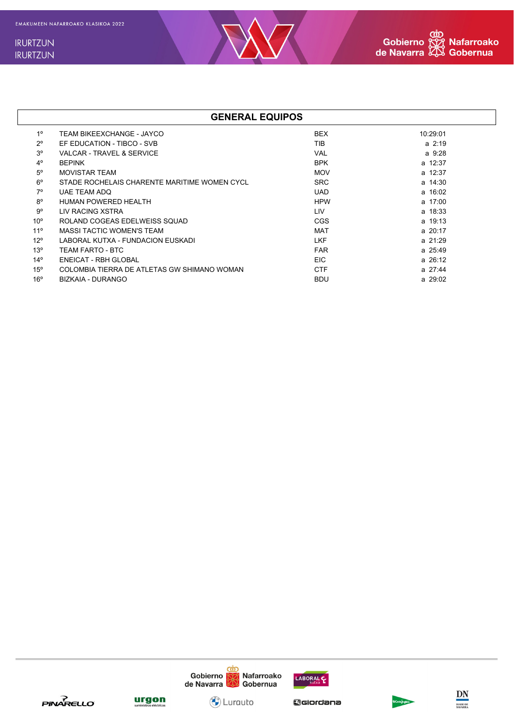## GENERAL EQUIPOS

| | | | |
|---|---|---|---|
| 1º | TEAM BIKEEXCHANGE - JAYCO | BEX | 10:29:01 |
| 2º | EF EDUCATION - TIBCO - SVB | TIB | a 2:19 |
| 3º | VALCAR - TRAVEL & SERVICE | VAL | a 9:28 |
| 4º | BEPINK | BPK | a 12:37 |
| 5º | MOVISTAR TEAM | MOV | a 12:37 |
| 6º | STADE ROCHELAIS CHARENTE MARITIME WOMEN CYCL | SRC | a 14:30 |
| 7º | UAE TEAM ADQ | UAD | a 16:02 |
| 8º | HUMAN POWERED HEALTH | HPW | a 17:00 |
| 9º | LIV RACING XSTRA | LIV | a 18:33 |
| 10º | ROLAND COGEAS EDELWEISS SQUAD | CGS | a 19:13 |
| 11º | MASSI TACTIC WOMEN'S TEAM | MAT | a 20:17 |
| 12º | LABORAL KUTXA - FUNDACION EUSKADI | LKF | a 21:29 |
| 13º | TEAM FARTO - BTC | FAR | a 25:49 |
| 14º | ENEICAT - RBH GLOBAL | EIC | a 26:12 |
| 15º | COLOMBIA TIERRA DE ATLETAS GW SHIMANO WOMAN | CTF | a 27:44 |
| 16º | BIZKAIA - DURANGO | BDU | a 29:02 |